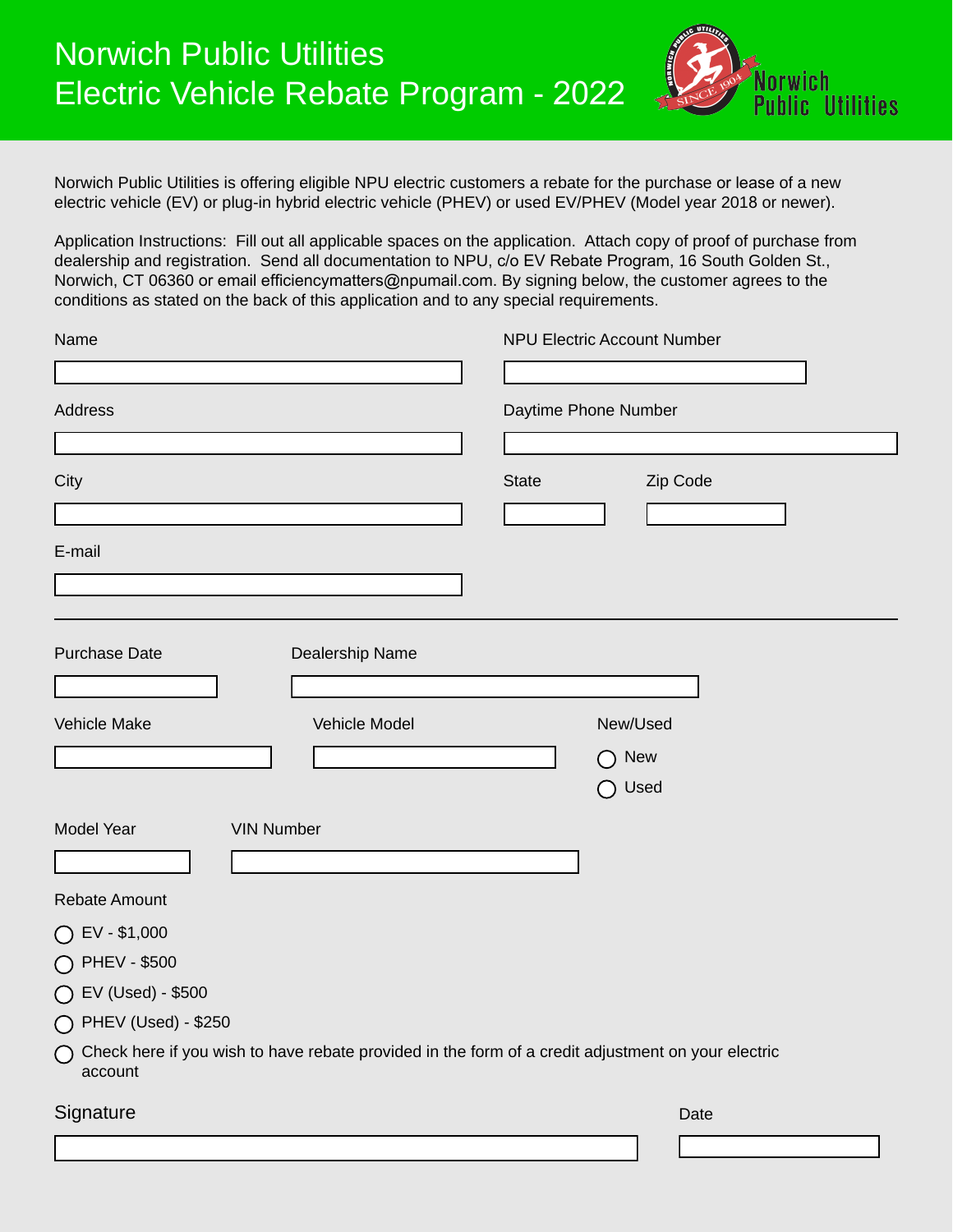# Norwich Public Utilities
# Electric Vehicle Rebate Program - 2022

Norwich Public Utilities is offering eligible NPU electric customers a rebate for the purchase or lease of a new electric vehicle (EV) or plug-in hybrid electric vehicle (PHEV) or used EV/PHEV (Model year 2018 or newer).

Application Instructions: Fill out all applicable spaces on the application. Attach copy of proof of purchase from dealership and registration. Send all documentation to NPU, c/o EV Rebate Program, 16 South Golden St., Norwich, CT 06360 or email efficiencymatters@npumail.com. By signing below, the customer agrees to the conditions as stated on the back of this application and to any special requirements.

Name

NPU Electric Account Number

Address

Daytime Phone Number

City

State

Zip Code

E-mail

---

Purchase Date

Dealership Name

Vehicle Make

Vehicle Model

New/Used

- ◯ New
- ◯ Used

Model Year

VIN Number

Rebate Amount

- ◯ EV - $1,000
- ◯ PHEV - $500
- ◯ EV (Used) - $500
- ◯ PHEV (Used) - $250
- ◯ Check here if you wish to have rebate provided in the form of a credit adjustment on your electric account

Signature

Date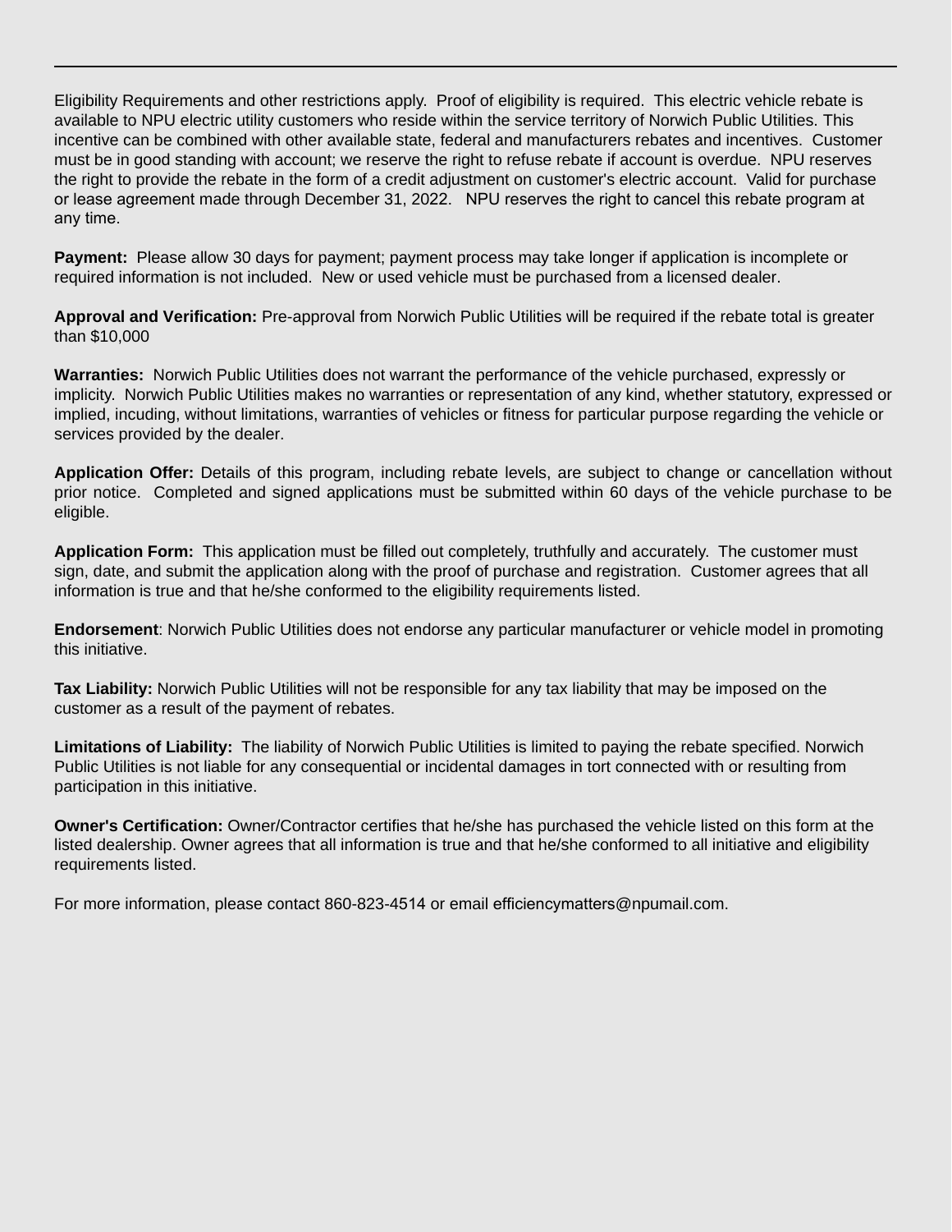---

Eligibility Requirements and other restrictions apply. Proof of eligibility is required. This electric vehicle rebate is available to NPU electric utility customers who reside within the service territory of Norwich Public Utilities. This incentive can be combined with other available state, federal and manufacturers rebates and incentives. Customer must be in good standing with account; we reserve the right to refuse rebate if account is overdue. NPU reserves the right to provide the rebate in the form of a credit adjustment on customer's electric account. Valid for purchase or lease agreement made through December 31, 2022. NPU reserves the right to cancel this rebate program at any time.

**Payment:** Please allow 30 days for payment; payment process may take longer if application is incomplete or required information is not included. New or used vehicle must be purchased from a licensed dealer.

**Approval and Verification:** Pre-approval from Norwich Public Utilities will be required if the rebate total is greater than $10,000

**Warranties:** Norwich Public Utilities does not warrant the performance of the vehicle purchased, expressly or implicity. Norwich Public Utilities makes no warranties or representation of any kind, whether statutory, expressed or implied, incuding, without limitations, warranties of vehicles or fitness for particular purpose regarding the vehicle or services provided by the dealer.

**Application Offer:** Details of this program, including rebate levels, are subject to change or cancellation without prior notice. Completed and signed applications must be submitted within 60 days of the vehicle purchase to be eligible.

**Application Form:** This application must be filled out completely, truthfully and accurately. The customer must sign, date, and submit the application along with the proof of purchase and registration. Customer agrees that all information is true and that he/she conformed to the eligibility requirements listed.

**Endorsement**: Norwich Public Utilities does not endorse any particular manufacturer or vehicle model in promoting this initiative.

**Tax Liability:** Norwich Public Utilities will not be responsible for any tax liability that may be imposed on the customer as a result of the payment of rebates.

**Limitations of Liability:** The liability of Norwich Public Utilities is limited to paying the rebate specified. Norwich Public Utilities is not liable for any consequential or incidental damages in tort connected with or resulting from participation in this initiative.

**Owner's Certification:** Owner/Contractor certifies that he/she has purchased the vehicle listed on this form at the listed dealership. Owner agrees that all information is true and that he/she conformed to all initiative and eligibility requirements listed.

For more information, please contact 860-823-4514 or email efficiencymatters@npumail.com.